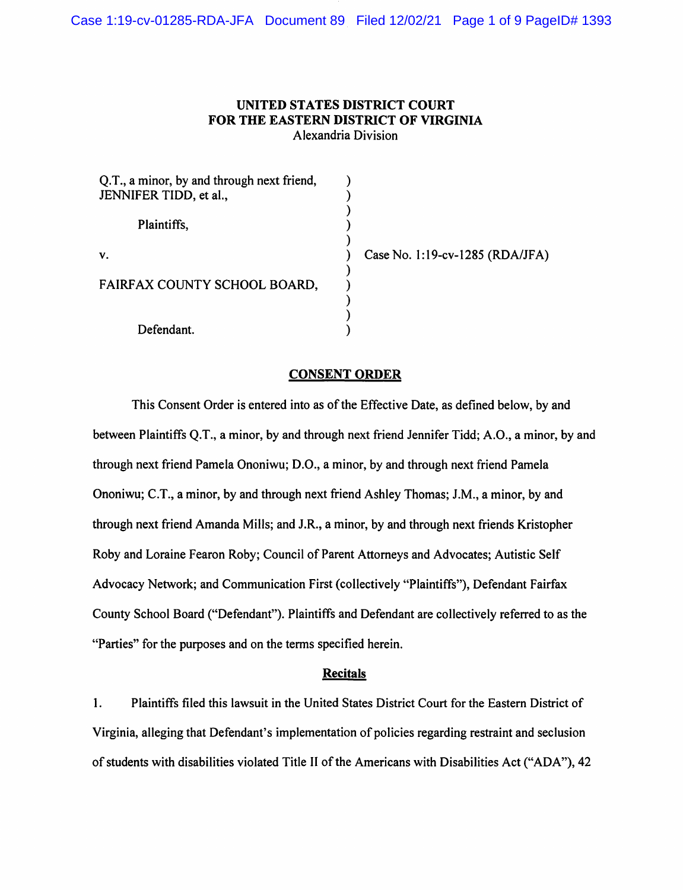# UNITED STATES DISTRICT COURT
# FOR THE EASTERN DISTRICT OF VIRGINIA
Alexandria Division

| | | |
|---|---|---|
| Q.T., a minor, by and through next friend, JENNIFER TIDD, et al., | ) | |
| Plaintiffs, | ) | |
| v. | ) | Case No. 1:19-cv-1285 (RDA/JFA) |
| FAIRFAX COUNTY SCHOOL BOARD, | ) | |
| Defendant. | ) | |

## CONSENT ORDER

This Consent Order is entered into as of the Effective Date, as defined below, by and between Plaintiffs Q.T., a minor, by and through next friend Jennifer Tidd; A.O., a minor, by and through next friend Pamela Ononiwu; D.O., a minor, by and through next friend Pamela Ononiwu; C.T., a minor, by and through next friend Ashley Thomas; J.M., a minor, by and through next friend Amanda Mills; and J.R., a minor, by and through next friends Kristopher Roby and Loraine Fearon Roby; Council of Parent Attorneys and Advocates; Autistic Self Advocacy Network; and Communication First (collectively "Plaintiffs"), Defendant Fairfax County School Board ("Defendant"). Plaintiffs and Defendant are collectively referred to as the "Parties" for the purposes and on the terms specified herein.

### Recitals

1. Plaintiffs filed this lawsuit in the United States District Court for the Eastern District of Virginia, alleging that Defendant's implementation of policies regarding restraint and seclusion of students with disabilities violated Title II of the Americans with Disabilities Act ("ADA"), 42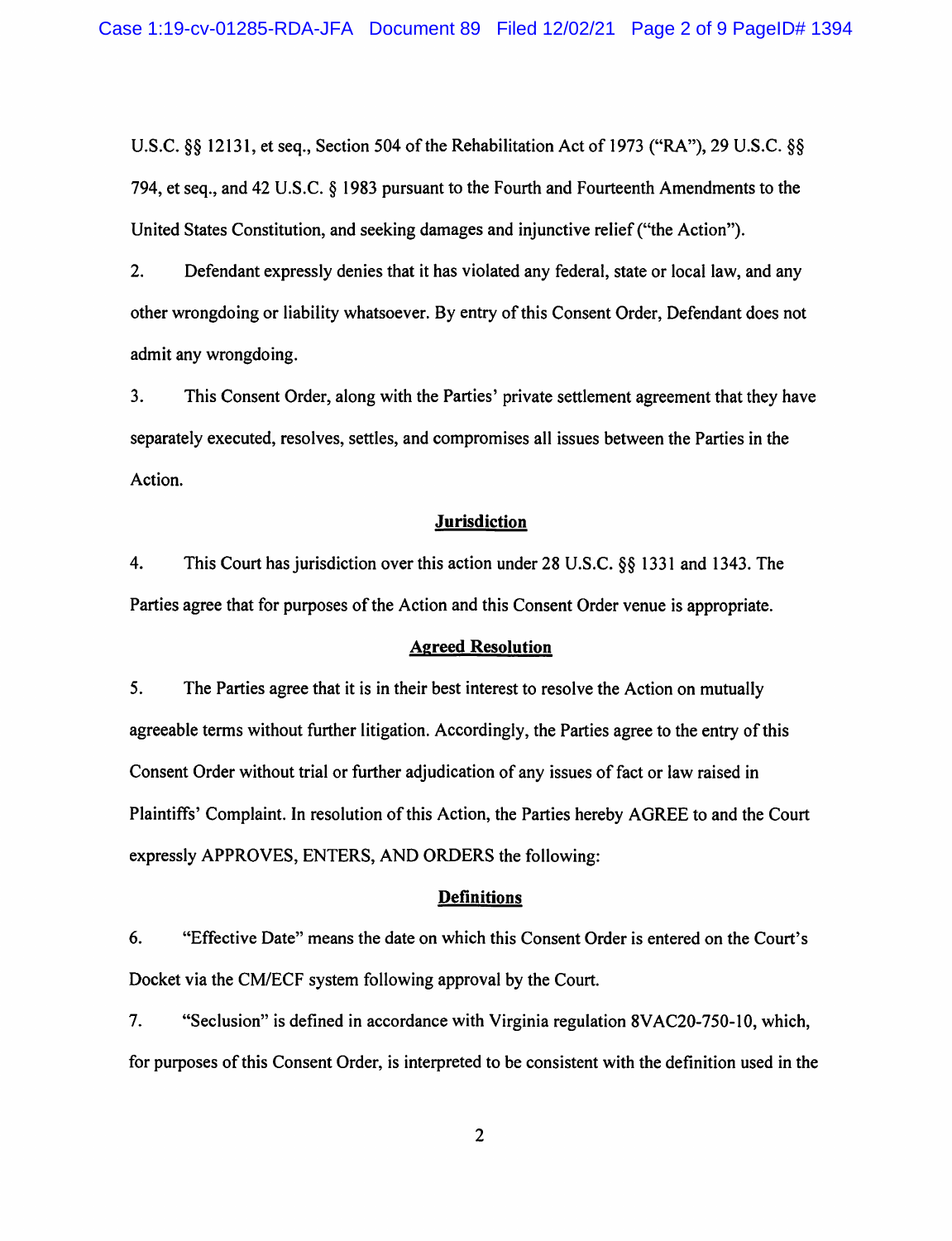U.S.C. §§ 12131, et seq., Section 504 of the Rehabilitation Act of 1973 ("RA"), 29 U.S.C. §§ 794, et seq., and 42 U.S.C. § 1983 pursuant to the Fourth and Fourteenth Amendments to the United States Constitution, and seeking damages and injunctive relief ("the Action").

2. Defendant expressly denies that it has violated any federal, state or local law, and any other wrongdoing or liability whatsoever. By entry of this Consent Order, Defendant does not admit any wrongdoing.

3. This Consent Order, along with the Parties' private settlement agreement that they have separately executed, resolves, settles, and compromises all issues between the Parties in the Action.

## Jurisdiction

4. This Court has jurisdiction over this action under 28 U.S.C. §§ 1331 and 1343. The Parties agree that for purposes of the Action and this Consent Order venue is appropriate.

## Agreed Resolution

5. The Parties agree that it is in their best interest to resolve the Action on mutually agreeable terms without further litigation. Accordingly, the Parties agree to the entry of this Consent Order without trial or further adjudication of any issues of fact or law raised in Plaintiffs' Complaint. In resolution of this Action, the Parties hereby AGREE to and the Court expressly APPROVES, ENTERS, AND ORDERS the following:

## Definitions

6. "Effective Date" means the date on which this Consent Order is entered on the Court's Docket via the CM/ECF system following approval by the Court.

7. "Seclusion" is defined in accordance with Virginia regulation 8VAC20-750-10, which, for purposes of this Consent Order, is interpreted to be consistent with the definition used in the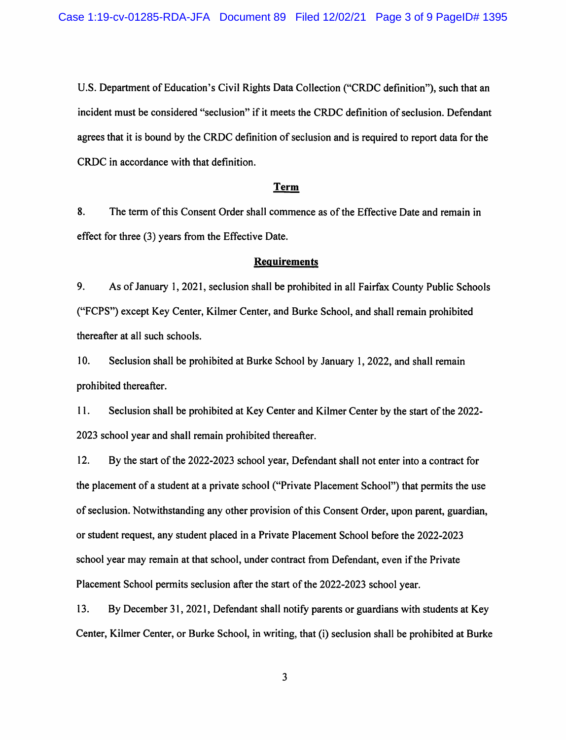U.S. Department of Education's Civil Rights Data Collection ("CRDC definition"), such that an incident must be considered "seclusion" if it meets the CRDC definition of seclusion. Defendant agrees that it is bound by the CRDC definition of seclusion and is required to report data for the CRDC in accordance with that definition.

## Term

8. The term of this Consent Order shall commence as of the Effective Date and remain in effect for three (3) years from the Effective Date.

## Requirements

9. As of January 1, 2021, seclusion shall be prohibited in all Fairfax County Public Schools ("FCPS") except Key Center, Kilmer Center, and Burke School, and shall remain prohibited thereafter at all such schools.

10. Seclusion shall be prohibited at Burke School by January 1, 2022, and shall remain prohibited thereafter.

11. Seclusion shall be prohibited at Key Center and Kilmer Center by the start of the 2022-2023 school year and shall remain prohibited thereafter.

12. By the start of the 2022-2023 school year, Defendant shall not enter into a contract for the placement of a student at a private school ("Private Placement School") that permits the use of seclusion. Notwithstanding any other provision of this Consent Order, upon parent, guardian, or student request, any student placed in a Private Placement School before the 2022-2023 school year may remain at that school, under contract from Defendant, even if the Private Placement School permits seclusion after the start of the 2022-2023 school year.

13. By December 31, 2021, Defendant shall notify parents or guardians with students at Key Center, Kilmer Center, or Burke School, in writing, that (i) seclusion shall be prohibited at Burke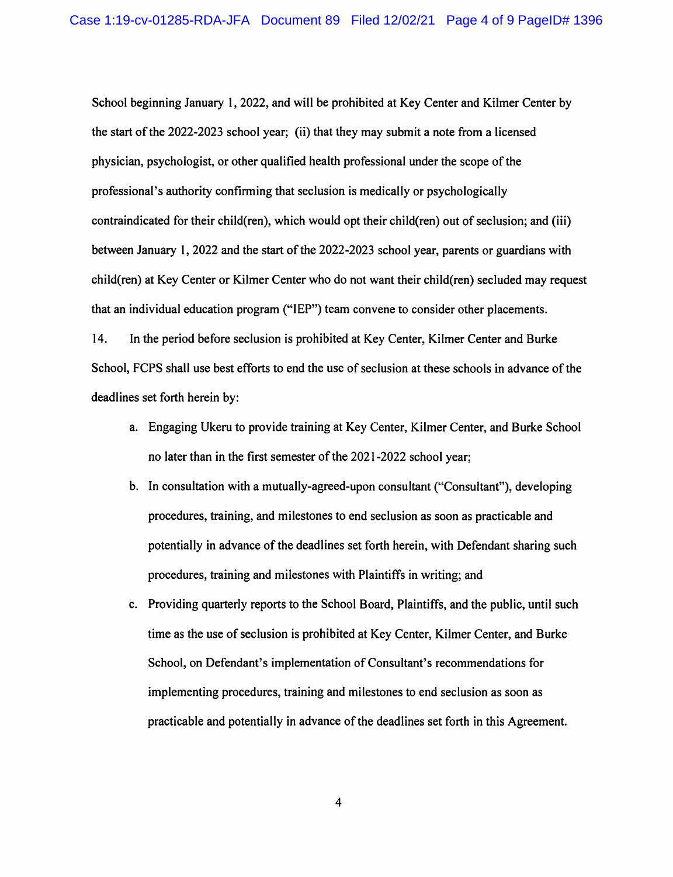School beginning January 1, 2022, and will be prohibited at Key Center and Kilmer Center by the start of the 2022-2023 school year; (ii) that they may submit a note from a licensed physician, psychologist, or other qualified health professional under the scope of the professional's authority confirming that seclusion is medically or psychologically contraindicated for their child(ren), which would opt their child(ren) out of seclusion; and (iii) between January 1, 2022 and the start of the 2022-2023 school year, parents or guardians with child(ren) at Key Center or Kilmer Center who do not want their child(ren) secluded may request that an individual education program ("IEP") team convene to consider other placements.

14. In the period before seclusion is prohibited at Key Center, Kilmer Center and Burke School, FCPS shall use best efforts to end the use of seclusion at these schools in advance of the deadlines set forth herein by:

a. Engaging Ukeru to provide training at Key Center, Kilmer Center, and Burke School no later than in the first semester of the 2021-2022 school year;

b. In consultation with a mutually-agreed-upon consultant ("Consultant"), developing procedures, training, and milestones to end seclusion as soon as practicable and potentially in advance of the deadlines set forth herein, with Defendant sharing such procedures, training and milestones with Plaintiffs in writing; and

c. Providing quarterly reports to the School Board, Plaintiffs, and the public, until such time as the use of seclusion is prohibited at Key Center, Kilmer Center, and Burke School, on Defendant's implementation of Consultant's recommendations for implementing procedures, training and milestones to end seclusion as soon as practicable and potentially in advance of the deadlines set forth in this Agreement.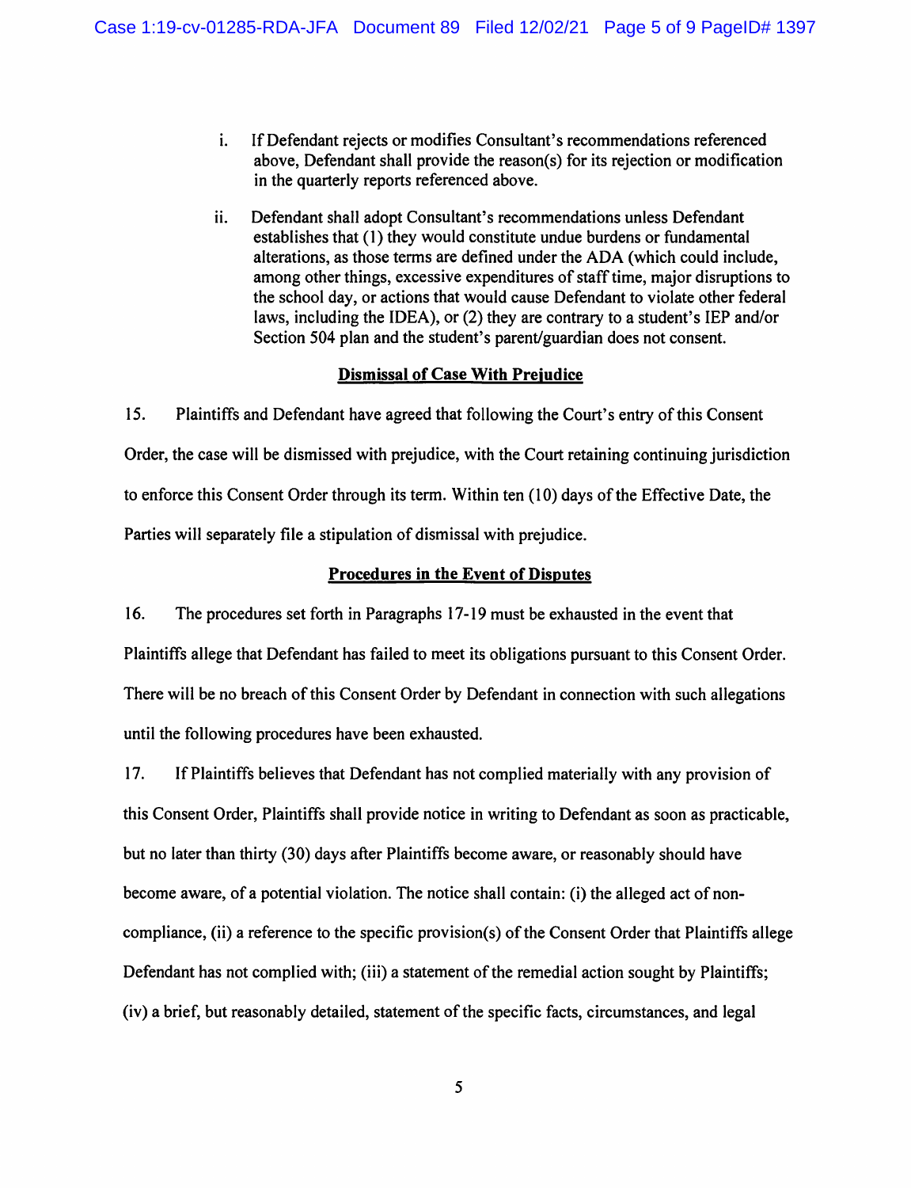i. If Defendant rejects or modifies Consultant's recommendations referenced above, Defendant shall provide the reason(s) for its rejection or modification in the quarterly reports referenced above.

ii. Defendant shall adopt Consultant's recommendations unless Defendant establishes that (1) they would constitute undue burdens or fundamental alterations, as those terms are defined under the ADA (which could include, among other things, excessive expenditures of staff time, major disruptions to the school day, or actions that would cause Defendant to violate other federal laws, including the IDEA), or (2) they are contrary to a student's IEP and/or Section 504 plan and the student's parent/guardian does not consent.

**Dismissal of Case With Prejudice**

15. Plaintiffs and Defendant have agreed that following the Court's entry of this Consent Order, the case will be dismissed with prejudice, with the Court retaining continuing jurisdiction to enforce this Consent Order through its term. Within ten (10) days of the Effective Date, the Parties will separately file a stipulation of dismissal with prejudice.

**Procedures in the Event of Disputes**

16. The procedures set forth in Paragraphs 17-19 must be exhausted in the event that Plaintiffs allege that Defendant has failed to meet its obligations pursuant to this Consent Order. There will be no breach of this Consent Order by Defendant in connection with such allegations until the following procedures have been exhausted.

17. If Plaintiffs believes that Defendant has not complied materially with any provision of this Consent Order, Plaintiffs shall provide notice in writing to Defendant as soon as practicable, but no later than thirty (30) days after Plaintiffs become aware, or reasonably should have become aware, of a potential violation. The notice shall contain: (i) the alleged act of non-compliance, (ii) a reference to the specific provision(s) of the Consent Order that Plaintiffs allege Defendant has not complied with; (iii) a statement of the remedial action sought by Plaintiffs; (iv) a brief, but reasonably detailed, statement of the specific facts, circumstances, and legal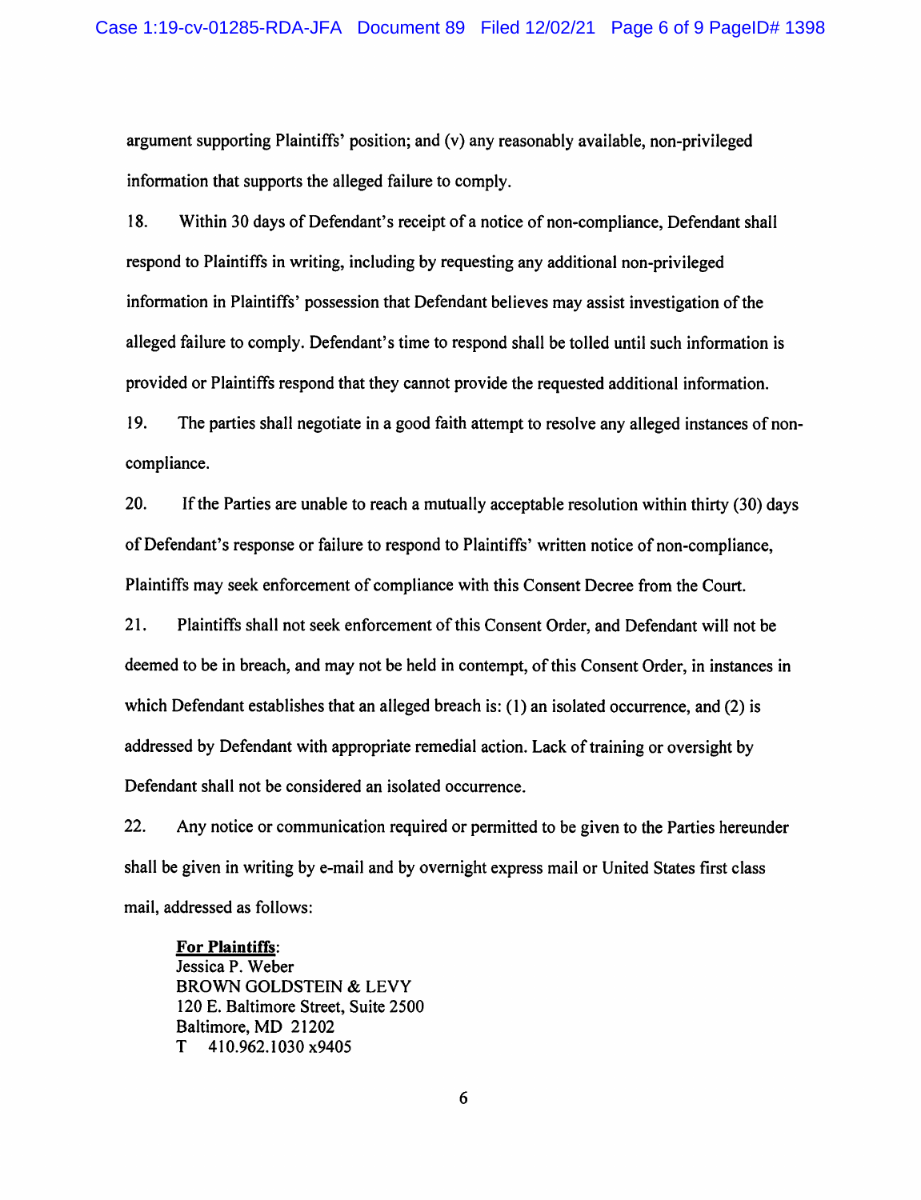argument supporting Plaintiffs' position; and (v) any reasonably available, non-privileged information that supports the alleged failure to comply.

18. Within 30 days of Defendant's receipt of a notice of non-compliance, Defendant shall respond to Plaintiffs in writing, including by requesting any additional non-privileged information in Plaintiffs' possession that Defendant believes may assist investigation of the alleged failure to comply. Defendant's time to respond shall be tolled until such information is provided or Plaintiffs respond that they cannot provide the requested additional information.

19. The parties shall negotiate in a good faith attempt to resolve any alleged instances of non-compliance.

20. If the Parties are unable to reach a mutually acceptable resolution within thirty (30) days of Defendant's response or failure to respond to Plaintiffs' written notice of non-compliance, Plaintiffs may seek enforcement of compliance with this Consent Decree from the Court.

21. Plaintiffs shall not seek enforcement of this Consent Order, and Defendant will not be deemed to be in breach, and may not be held in contempt, of this Consent Order, in instances in which Defendant establishes that an alleged breach is: (1) an isolated occurrence, and (2) is addressed by Defendant with appropriate remedial action. Lack of training or oversight by Defendant shall not be considered an isolated occurrence.

22. Any notice or communication required or permitted to be given to the Parties hereunder shall be given in writing by e-mail and by overnight express mail or United States first class mail, addressed as follows:

**<u>For Plaintiffs</u>:**
Jessica P. Weber
BROWN GOLDSTEIN & LEVY
120 E. Baltimore Street, Suite 2500
Baltimore, MD 21202
T 410.962.1030 x9405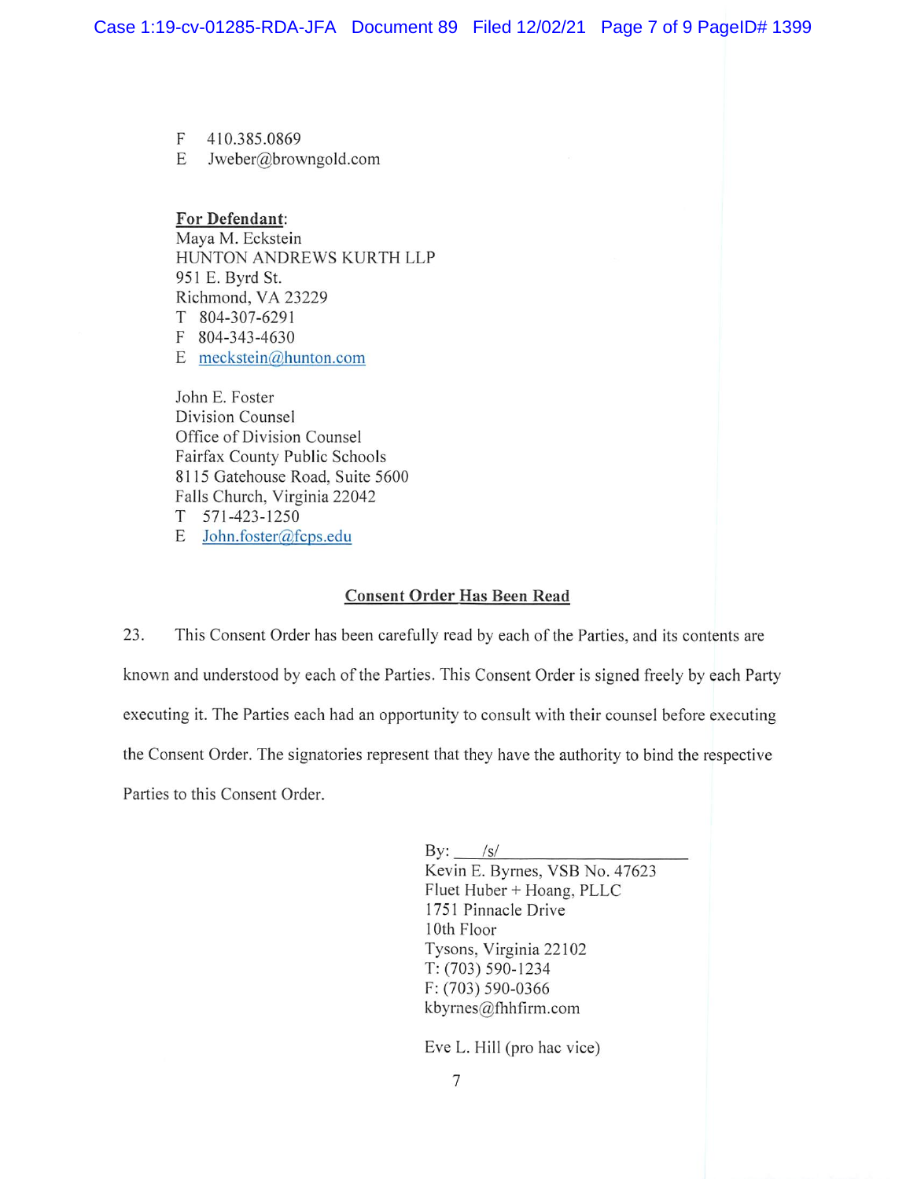F 410.385.0869
E Jweber@browngold.com

**For Defendant**:
Maya M. Eckstein
HUNTON ANDREWS KURTH LLP
951 E. Byrd St.
Richmond, VA 23229
T 804-307-6291
F 804-343-4630
E meckstein@hunton.com

John E. Foster
Division Counsel
Office of Division Counsel
Fairfax County Public Schools
8115 Gatehouse Road, Suite 5600
Falls Church, Virginia 22042
T 571-423-1250
E John.foster@fcps.edu

**Consent Order Has Been Read**

23. This Consent Order has been carefully read by each of the Parties, and its contents are known and understood by each of the Parties. This Consent Order is signed freely by each Party executing it. The Parties each had an opportunity to consult with their counsel before executing the Consent Order. The signatories represent that they have the authority to bind the respective Parties to this Consent Order.

By: /s/
Kevin E. Byrnes, VSB No. 47623
Fluet Huber + Hoang, PLLC
1751 Pinnacle Drive
10th Floor
Tysons, Virginia 22102
T: (703) 590-1234
F: (703) 590-0366
kbyrnes@fhhfirm.com

Eve L. Hill (pro hac vice)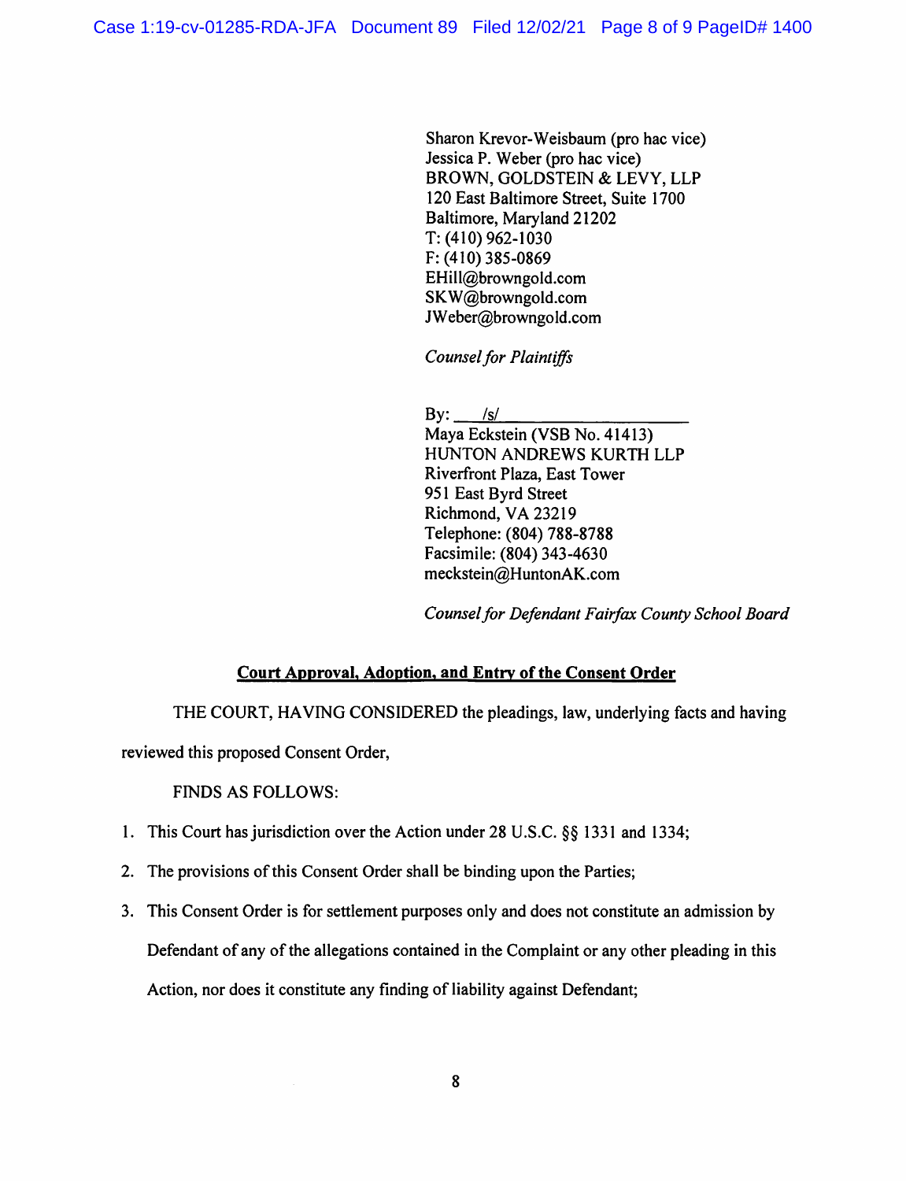Sharon Krevor-Weisbaum (pro hac vice)
Jessica P. Weber (pro hac vice)
BROWN, GOLDSTEIN & LEVY, LLP
120 East Baltimore Street, Suite 1700
Baltimore, Maryland 21202
T: (410) 962-1030
F: (410) 385-0869
EHill@browngold.com
SKW@browngold.com
JWeber@browngold.com

*Counsel for Plaintiffs*

By: ___/s/___________________
Maya Eckstein (VSB No. 41413)
HUNTON ANDREWS KURTH LLP
Riverfront Plaza, East Tower
951 East Byrd Street
Richmond, VA 23219
Telephone: (804) 788-8788
Facsimile: (804) 343-4630
meckstein@HuntonAK.com

*Counsel for Defendant Fairfax County School Board*

## Court Approval, Adoption, and Entry of the Consent Order

THE COURT, HAVING CONSIDERED the pleadings, law, underlying facts and having reviewed this proposed Consent Order,

FINDS AS FOLLOWS:

1. This Court has jurisdiction over the Action under 28 U.S.C. §§ 1331 and 1334;
2. The provisions of this Consent Order shall be binding upon the Parties;
3. This Consent Order is for settlement purposes only and does not constitute an admission by Defendant of any of the allegations contained in the Complaint or any other pleading in this Action, nor does it constitute any finding of liability against Defendant;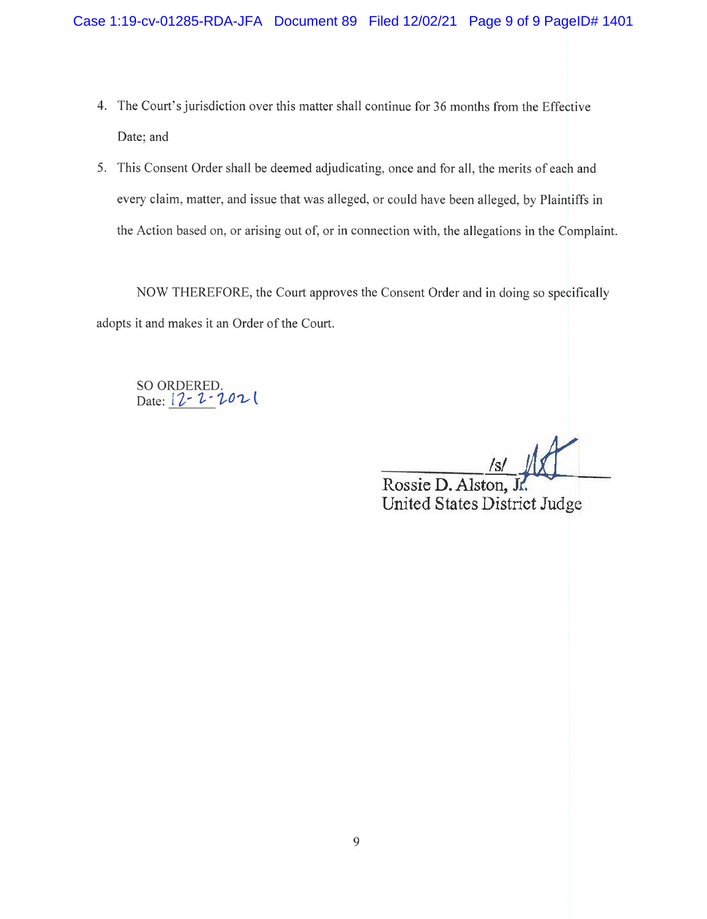4. The Court's jurisdiction over this matter shall continue for 36 months from the Effective Date; and
5. This Consent Order shall be deemed adjudicating, once and for all, the merits of each and every claim, matter, and issue that was alleged, or could have been alleged, by Plaintiffs in the Action based on, or arising out of, or in connection with, the allegations in the Complaint.

NOW THEREFORE, the Court approves the Consent Order and in doing so specifically adopts it and makes it an Order of the Court.

SO ORDERED.
Date: 12-2-2021

/s/

Rossie D. Alston, Jr.
United States District Judge